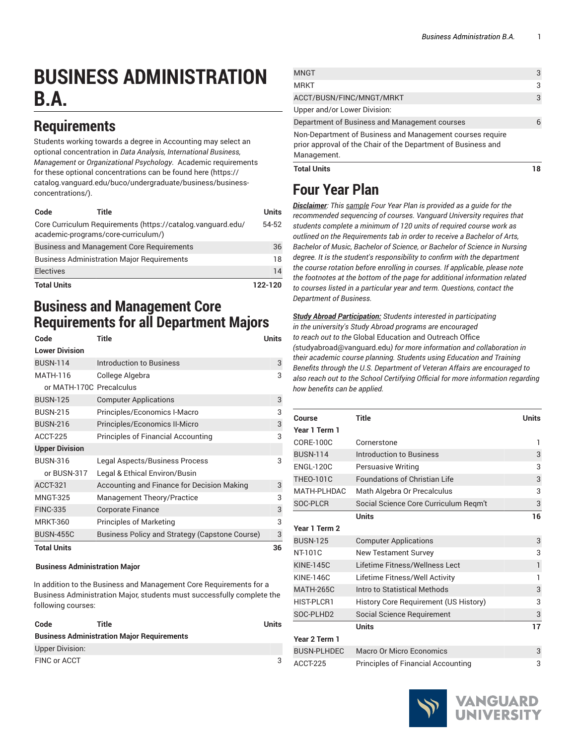# BUSINESS ADMINISTRATION B.A.

## Requirements

Students working towards a degree in Accounting may select an optional concentration in *Data Analysis, International Business, Management* or *Organizational Psychology*. Academic requirements for these optional concentrations can be found here (https://catalog.vanguard.edu/buco/undergraduate/business/business-concentrations/).

| Code | Title | Units |
|---|---|---|
| Core Curriculum Requirements (https://catalog.vanguard.edu/academic-programs/core-curriculum/) | | 54-52 |
| Business and Management Core Requirements | | 36 |
| Business Administration Major Requirements | | 18 |
| Electives | | 14 |
| **Total Units** | | **122-120** |

## Business and Management Core Requirements for all Department Majors

| Code | Title | Units |
|---|---|---|
| **Lower Division** | | |
| BUSN-114 | Introduction to Business | 3 |
| MATH-116 | College Algebra | 3 |
| or MATH-170C | Precalculus | |
| BUSN-125 | Computer Applications | 3 |
| BUSN-215 | Principles/Economics I-Macro | 3 |
| BUSN-216 | Principles/Economics II-Micro | 3 |
| ACCT-225 | Principles of Financial Accounting | 3 |
| **Upper Division** | | |
| BUSN-316 | Legal Aspects/Business Process | 3 |
| or BUSN-317 | Legal & Ethical Environ/Busin | |
| ACCT-321 | Accounting and Finance for Decision Making | 3 |
| MNGT-325 | Management Theory/Practice | 3 |
| FINC-335 | Corporate Finance | 3 |
| MRKT-360 | Principles of Marketing | 3 |
| BUSN-455C | Business Policy and Strategy (Capstone Course) | 3 |
| **Total Units** | | **36** |

**Business Administration Major**

In addition to the Business and Management Core Requirements for a Business Administration Major, students must successfully complete the following courses:

| Code | Title | Units |
|---|---|---|
| **Business Administration Major Requirements** | | |
| Upper Division: | | |
| FINC or ACCT | | 3 |
| MNGT | | 3 |
| MRKT | | 3 |
| ACCT/BUSN/FINC/MNGT/MRKT | | 3 |
| Upper and/or Lower Division: | | |
| Department of Business and Management courses | | 6 |
| Non-Department of Business and Management courses require prior approval of the Chair of the Department of Business and Management. | | |
| **Total Units** | | **18** |

## Four Year Plan

***Disclaimer****: This sample Four Year Plan is provided as a guide for the recommended sequencing of courses. Vanguard University requires that students complete a minimum of 120 units of required course work as outlined on the Requirements tab in order to receive a Bachelor of Arts, Bachelor of Music, Bachelor of Science, or Bachelor of Science in Nursing degree. It is the student's responsibility to confirm with the department the course rotation before enrolling in courses. If applicable, please note the footnotes at the bottom of the page for additional information related to courses listed in a particular year and term. Questions, contact the Department of Business.*

***Study Abroad Participation:*** *Students interested in participating in the university's Study Abroad programs are encouraged to reach out to the* Global Education and Outreach Office (studyabroad@vanguard.edu) *for more information and collaboration in their academic course planning. Students using Education and Training Benefits through the U.S. Department of Veteran Affairs are encouraged to also reach out to the School Certifying Official for more information regarding how benefits can be applied.*

| Course | Title | Units |
|---|---|---|
| **Year 1 Term 1** | | |
| CORE-100C | Cornerstone | 1 |
| BUSN-114 | Introduction to Business | 3 |
| ENGL-120C | Persuasive Writing | 3 |
| THEO-101C | Foundations of Christian Life | 3 |
| MATH-PLHDAC | Math Algebra Or Precalculus | 3 |
| SOC-PLCR | Social Science Core Curriculum Reqm't | 3 |
| | **Units** | **16** |
| **Year 1 Term 2** | | |
| BUSN-125 | Computer Applications | 3 |
| NT-101C | New Testament Survey | 3 |
| KINE-145C | Lifetime Fitness/Wellness Lect | 1 |
| KINE-146C | Lifetime Fitness/Well Activity | 1 |
| MATH-265C | Intro to Statistical Methods | 3 |
| HIST-PLCR1 | History Core Requirement (US History) | 3 |
| SOC-PLHD2 | Social Science Requirement | 3 |
| | **Units** | **17** |
| **Year 2 Term 1** | | |
| BUSN-PLHDEC | Macro Or Micro Economics | 3 |
| ACCT-225 | Principles of Financial Accounting | 3 |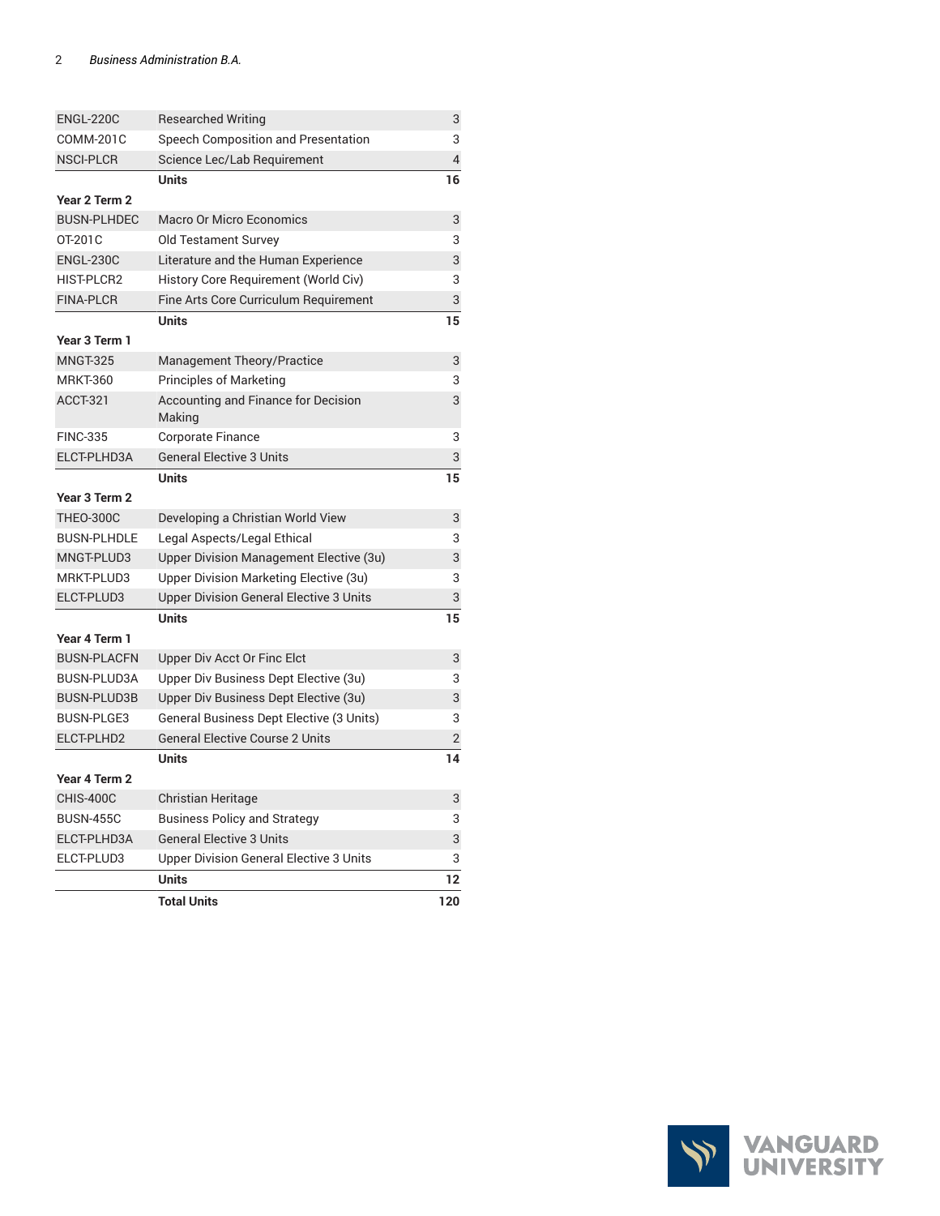| | | |
|---|---|---|
| ENGL-220C | Researched Writing | 3 |
| COMM-201C | Speech Composition and Presentation | 3 |
| NSCI-PLCR | Science Lec/Lab Requirement | 4 |
| | **Units** | **16** |
| **Year 2 Term 2** | | |
| BUSN-PLHDEC | Macro Or Micro Economics | 3 |
| OT-201C | Old Testament Survey | 3 |
| ENGL-230C | Literature and the Human Experience | 3 |
| HIST-PLCR2 | History Core Requirement (World Civ) | 3 |
| FINA-PLCR | Fine Arts Core Curriculum Requirement | 3 |
| | **Units** | **15** |
| **Year 3 Term 1** | | |
| MNGT-325 | Management Theory/Practice | 3 |
| MRKT-360 | Principles of Marketing | 3 |
| ACCT-321 | Accounting and Finance for Decision Making | 3 |
| FINC-335 | Corporate Finance | 3 |
| ELCT-PLHD3A | General Elective 3 Units | 3 |
| | **Units** | **15** |
| **Year 3 Term 2** | | |
| THEO-300C | Developing a Christian World View | 3 |
| BUSN-PLHDLE | Legal Aspects/Legal Ethical | 3 |
| MNGT-PLUD3 | Upper Division Management Elective (3u) | 3 |
| MRKT-PLUD3 | Upper Division Marketing Elective (3u) | 3 |
| ELCT-PLUD3 | Upper Division General Elective 3 Units | 3 |
| | **Units** | **15** |
| **Year 4 Term 1** | | |
| BUSN-PLACFN | Upper Div Acct Or Finc Elct | 3 |
| BUSN-PLUD3A | Upper Div Business Dept Elective (3u) | 3 |
| BUSN-PLUD3B | Upper Div Business Dept Elective (3u) | 3 |
| BUSN-PLGE3 | General Business Dept Elective (3 Units) | 3 |
| ELCT-PLHD2 | General Elective Course 2 Units | 2 |
| | **Units** | **14** |
| **Year 4 Term 2** | | |
| CHIS-400C | Christian Heritage | 3 |
| BUSN-455C | Business Policy and Strategy | 3 |
| ELCT-PLHD3A | General Elective 3 Units | 3 |
| ELCT-PLUD3 | Upper Division General Elective 3 Units | 3 |
| | **Units** | **12** |
| | **Total Units** | **120** |